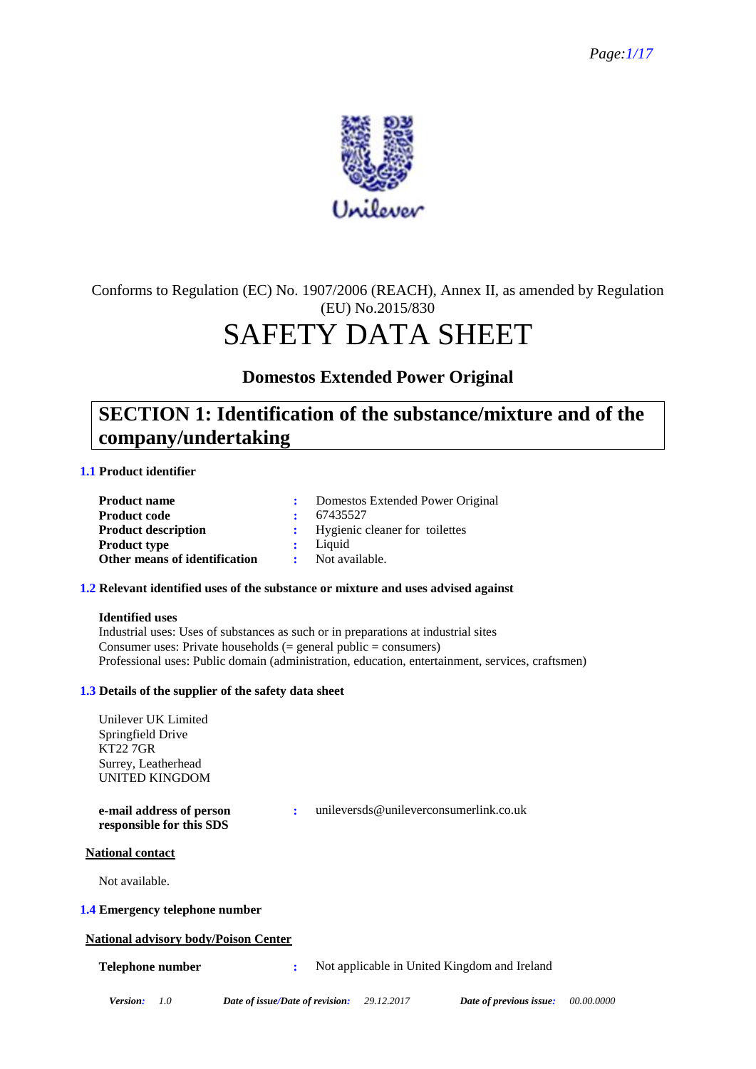Conforms to Regulation (EC) No. 1907/2006 (REACH), Annex II, as amended by Regulation (EU) No.2015/830

# SAFETY DATA SHEET

## Domestos Extended Power Original

## SECTION 1: Identification of the substance/mixture and of the company/undertaking

### 1.1 Product identifier

| | | |
|---|---|---|
| **Product name** | : | Domestos Extended Power Original |
| **Product code** | : | 67435527 |
| **Product description** | : | Hygienic cleaner for toilettes |
| **Product type** | : | Liquid |
| **Other means of identification** | : | Not available. |

### 1.2 Relevant identified uses of the substance or mixture and uses advised against

**Identified uses**

Industrial uses: Uses of substances as such or in preparations at industrial sites
Consumer uses: Private households (= general public = consumers)
Professional uses: Public domain (administration, education, entertainment, services, craftsmen)

### 1.3 Details of the supplier of the safety data sheet

Unilever UK Limited
Springfield Drive
KT22 7GR
Surrey, Leatherhead
UNITED KINGDOM

| | | |
|---|---|---|
| **e-mail address of person responsible for this SDS** | : | unileversds@unileverconsumerlink.co.uk |

**National contact**

Not available.

### 1.4 Emergency telephone number

**National advisory body/Poison Center**

| | | |
|---|---|---|
| **Telephone number** | : | Not applicable in United Kingdom and Ireland |

*Version:* 1.0 *Date of issue/Date of revision:* 29.12.2017 *Date of previous issue:* 00.00.0000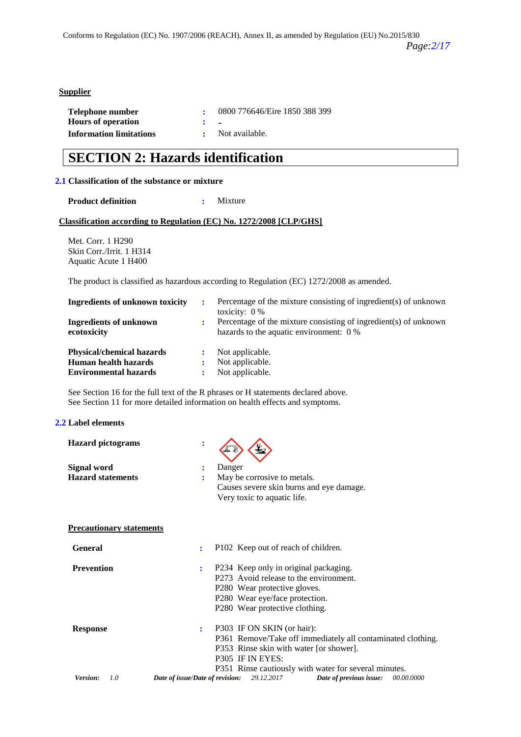**Supplier**

| | | |
|---|---|---|
| **Telephone number** | : | 0800 776646/Eire 1850 388 399 |
| **Hours of operation** | : | - |
| **Information limitations** | : | Not available. |

# SECTION 2: Hazards identification

### 2.1 Classification of the substance or mixture

**Product definition** : Mixture

**Classification according to Regulation (EC) No. 1272/2008 [CLP/GHS]**

Met. Corr. 1 H290
Skin Corr./Irrit. 1 H314
Aquatic Acute 1 H400

The product is classified as hazardous according to Regulation (EC) 1272/2008 as amended.

| | | |
|---|---|---|
| **Ingredients of unknown toxicity** | : | Percentage of the mixture consisting of ingredient(s) of unknown toxicity: 0 % |
| **Ingredients of unknown ecotoxicity** | : | Percentage of the mixture consisting of ingredient(s) of unknown hazards to the aquatic environment: 0 % |
| **Physical/chemical hazards** | : | Not applicable. |
| **Human health hazards** | : | Not applicable. |
| **Environmental hazards** | : | Not applicable. |

See Section 16 for the full text of the R phrases or H statements declared above.
See Section 11 for more detailed information on health effects and symptoms.

### 2.2 Label elements

| | | |
|---|---|---|
| **Hazard pictograms** | : | |
| **Signal word** | : | Danger |
| **Hazard statements** | : | May be corrosive to metals.<br>Causes severe skin burns and eye damage.<br>Very toxic to aquatic life. |

**Precautionary statements**

| | | |
|---|---|---|
| **General** | : | P102 Keep out of reach of children. |
| **Prevention** | : | P234 Keep only in original packaging.<br>P273 Avoid release to the environment.<br>P280 Wear protective gloves.<br>P280 Wear eye/face protection.<br>P280 Wear protective clothing. |
| **Response** | : | P303 IF ON SKIN (or hair):<br>P361 Remove/Take off immediately all contaminated clothing.<br>P353 Rinse skin with water [or shower].<br>P305 IF IN EYES:<br>P351 Rinse cautiously with water for several minutes. |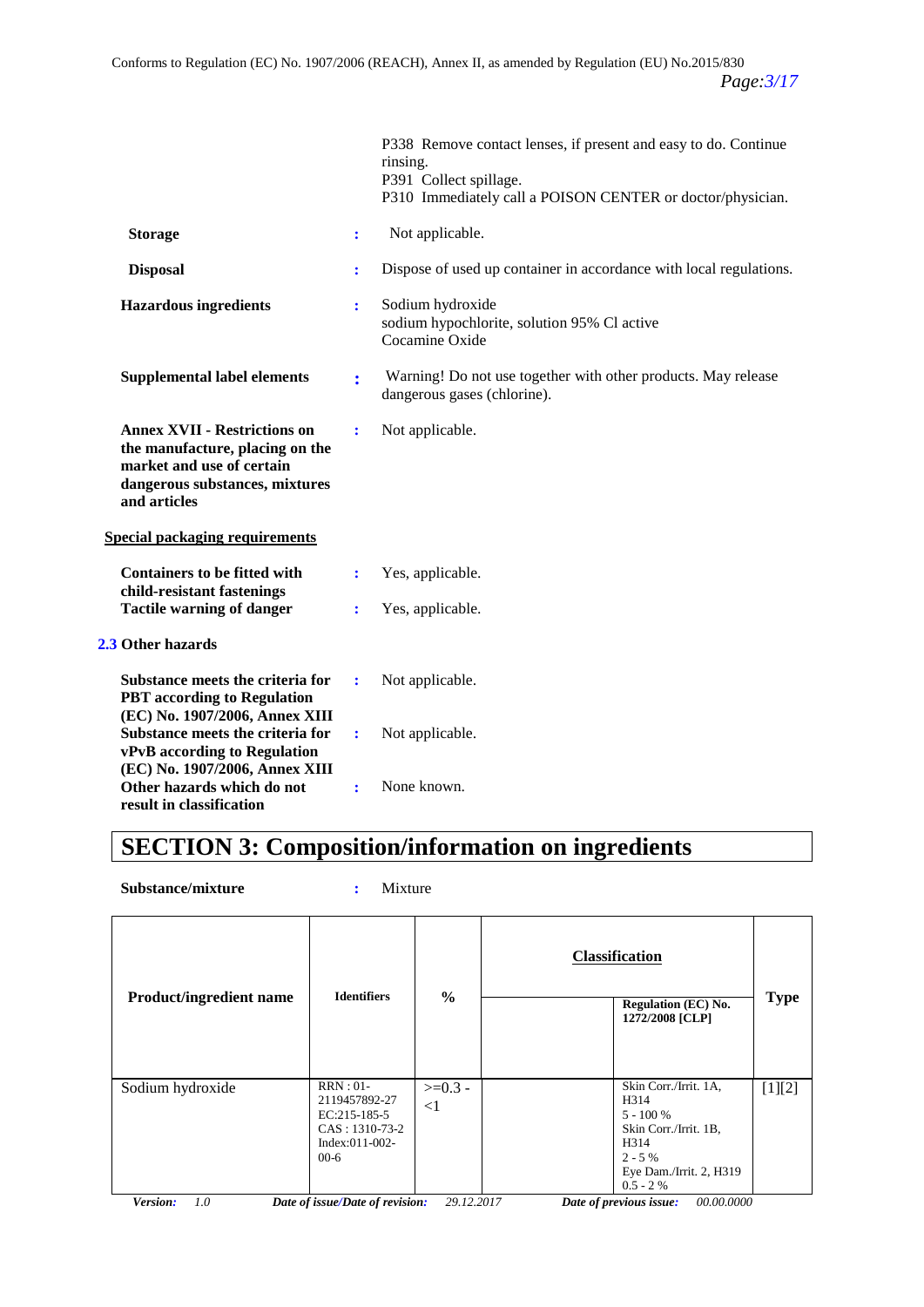P338 Remove contact lenses, if present and easy to do. Continue rinsing.
P391 Collect spillage.
P310 Immediately call a POISON CENTER or doctor/physician.

**Storage** : Not applicable.

**Disposal** : Dispose of used up container in accordance with local regulations.

**Hazardous ingredients** : Sodium hydroxide
sodium hypochlorite, solution 95% Cl active
Cocamine Oxide

**Supplemental label elements** : Warning! Do not use together with other products. May release dangerous gases (chlorine).

**Annex XVII - Restrictions on the manufacture, placing on the market and use of certain dangerous substances, mixtures and articles** : Not applicable.

**Special packaging requirements**

**Containers to be fitted with child-resistant fastenings** : Yes, applicable.

**Tactile warning of danger** : Yes, applicable.

### 2.3 Other hazards

**Substance meets the criteria for PBT according to Regulation (EC) No. 1907/2006, Annex XIII** : Not applicable.

**Substance meets the criteria for vPvB according to Regulation (EC) No. 1907/2006, Annex XIII** : Not applicable.

**Other hazards which do not result in classification** : None known.

# SECTION 3: Composition/information on ingredients

**Substance/mixture** : Mixture

| Product/ingredient name | Identifiers | % | Classification | | Type |
|---|---|---|---|---|---|
| | | | | Regulation (EC) No. 1272/2008 [CLP] | |
| Sodium hydroxide | RRN : 01-2119457892-27<br>EC:215-185-5<br>CAS : 1310-73-2<br>Index:011-002-00-6 | >=0.3 - <1 | | Skin Corr./Irrit. 1A, H314<br>5 - 100 %<br>Skin Corr./Irrit. 1B, H314<br>2 - 5 %<br>Eye Dam./Irrit. 2, H319<br>0.5 - 2 % | [1][2] |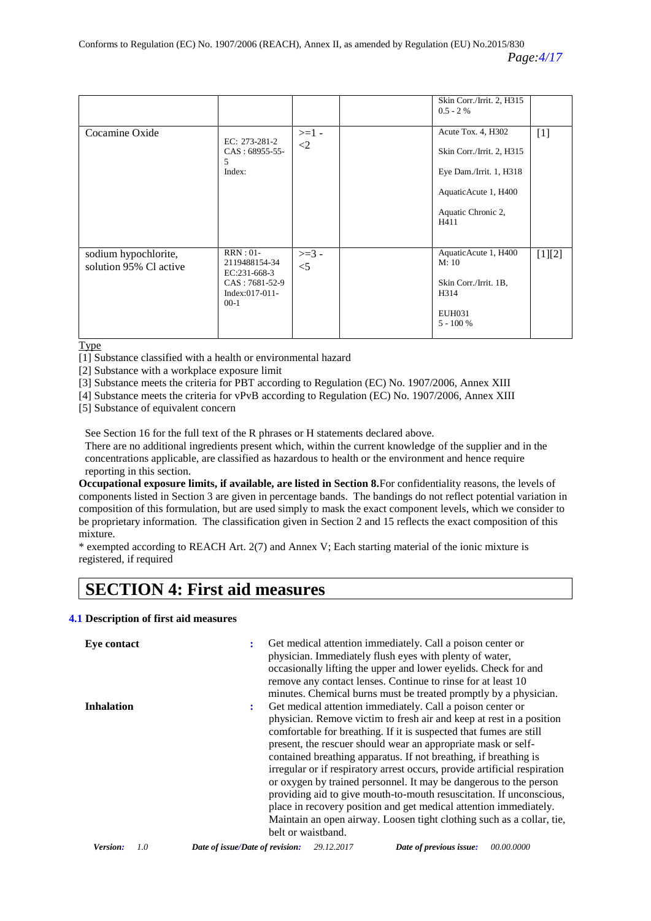| | | | | | |
|---|---|---|---|---|---|
| | | | | Skin Corr./Irrit. 2, H315<br>0.5 - 2 % | |
| Cocamine Oxide | EC: 273-281-2<br>CAS : 68955-55-5<br>Index: | >=1 - <2 | | Acute Tox. 4, H302<br><br>Skin Corr./Irrit. 2, H315<br><br>Eye Dam./Irrit. 1, H318<br><br>AquaticAcute 1, H400<br><br>Aquatic Chronic 2, H411 | [1] |
| sodium hypochlorite, solution 95% Cl active | RRN : 01-2119488154-34<br>EC:231-668-3<br>CAS : 7681-52-9<br>Index:017-011-00-1 | >=3 - <5 | | AquaticAcute 1, H400<br>M: 10<br><br>Skin Corr./Irrit. 1B, H314<br><br>EUH031<br>5 - 100 % | [1][2] |

Type

[1] Substance classified with a health or environmental hazard

[2] Substance with a workplace exposure limit

[3] Substance meets the criteria for PBT according to Regulation (EC) No. 1907/2006, Annex XIII

[4] Substance meets the criteria for vPvB according to Regulation (EC) No. 1907/2006, Annex XIII

[5] Substance of equivalent concern

See Section 16 for the full text of the R phrases or H statements declared above.

There are no additional ingredients present which, within the current knowledge of the supplier and in the concentrations applicable, are classified as hazardous to health or the environment and hence require reporting in this section.

**Occupational exposure limits, if available, are listed in Section 8.**For confidentiality reasons, the levels of components listed in Section 3 are given in percentage bands. The bandings do not reflect potential variation in composition of this formulation, but are used simply to mask the exact component levels, which we consider to be proprietary information. The classification given in Section 2 and 15 reflects the exact composition of this mixture.

* exempted according to REACH Art. 2(7) and Annex V; Each starting material of the ionic mixture is registered, if required

# SECTION 4: First aid measures

### 4.1 Description of first aid measures

**Eye contact** : Get medical attention immediately. Call a poison center or physician. Immediately flush eyes with plenty of water, occasionally lifting the upper and lower eyelids. Check for and remove any contact lenses. Continue to rinse for at least 10 minutes. Chemical burns must be treated promptly by a physician.

**Inhalation** : Get medical attention immediately. Call a poison center or physician. Remove victim to fresh air and keep at rest in a position comfortable for breathing. If it is suspected that fumes are still present, the rescuer should wear an appropriate mask or self-contained breathing apparatus. If not breathing, if breathing is irregular or if respiratory arrest occurs, provide artificial respiration or oxygen by trained personnel. It may be dangerous to the person providing aid to give mouth-to-mouth resuscitation. If unconscious, place in recovery position and get medical attention immediately. Maintain an open airway. Loosen tight clothing such as a collar, tie, belt or waistband.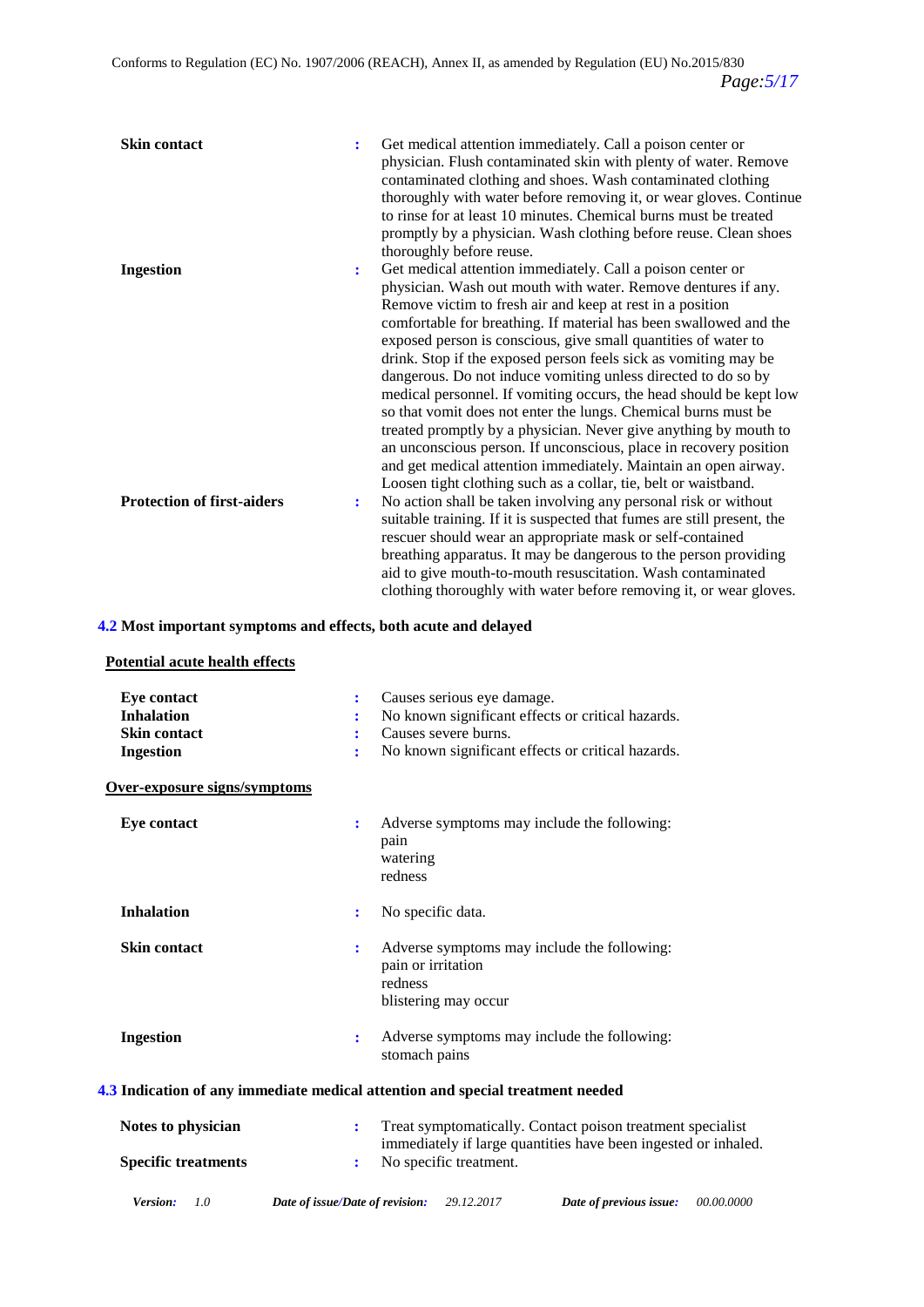**Skin contact** : Get medical attention immediately. Call a poison center or physician. Flush contaminated skin with plenty of water. Remove contaminated clothing and shoes. Wash contaminated clothing thoroughly with water before removing it, or wear gloves. Continue to rinse for at least 10 minutes. Chemical burns must be treated promptly by a physician. Wash clothing before reuse. Clean shoes thoroughly before reuse.

**Ingestion** : Get medical attention immediately. Call a poison center or physician. Wash out mouth with water. Remove dentures if any. Remove victim to fresh air and keep at rest in a position comfortable for breathing. If material has been swallowed and the exposed person is conscious, give small quantities of water to drink. Stop if the exposed person feels sick as vomiting may be dangerous. Do not induce vomiting unless directed to do so by medical personnel. If vomiting occurs, the head should be kept low so that vomit does not enter the lungs. Chemical burns must be treated promptly by a physician. Never give anything by mouth to an unconscious person. If unconscious, place in recovery position and get medical attention immediately. Maintain an open airway. Loosen tight clothing such as a collar, tie, belt or waistband.

**Protection of first-aiders** : No action shall be taken involving any personal risk or without suitable training. If it is suspected that fumes are still present, the rescuer should wear an appropriate mask or self-contained breathing apparatus. It may be dangerous to the person providing aid to give mouth-to-mouth resuscitation. Wash contaminated clothing thoroughly with water before removing it, or wear gloves.

## 4.2 Most important symptoms and effects, both acute and delayed

**Potential acute health effects**

**Eye contact** : Causes serious eye damage.
**Inhalation** : No known significant effects or critical hazards.
**Skin contact** : Causes severe burns.
**Ingestion** : No known significant effects or critical hazards.

**Over-exposure signs/symptoms**

**Eye contact** : Adverse symptoms may include the following:
pain
watering
redness

**Inhalation** : No specific data.

**Skin contact** : Adverse symptoms may include the following:
pain or irritation
redness
blistering may occur

**Ingestion** : Adverse symptoms may include the following:
stomach pains

## 4.3 Indication of any immediate medical attention and special treatment needed

**Notes to physician** : Treat symptomatically. Contact poison treatment specialist immediately if large quantities have been ingested or inhaled.

**Specific treatments** : No specific treatment.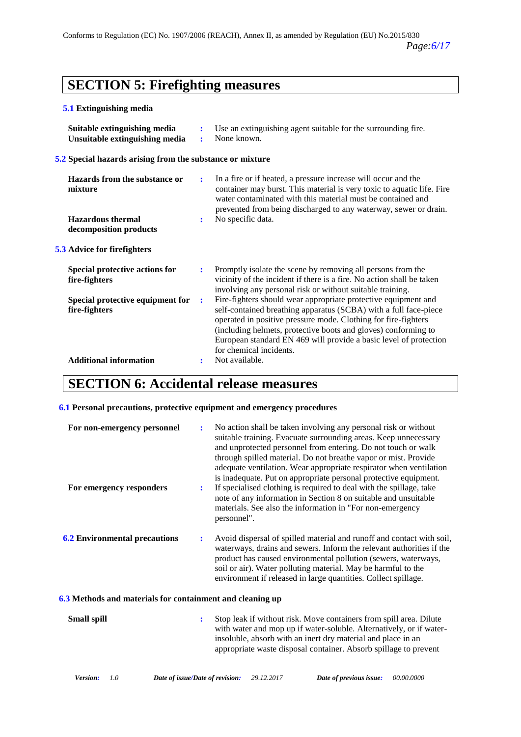# SECTION 5: Firefighting measures

### 5.1 Extinguishing media

| | | |
|---|---|---|
| **Suitable extinguishing media** | : | Use an extinguishing agent suitable for the surrounding fire. |
| **Unsuitable extinguishing media** | : | None known. |

### 5.2 Special hazards arising from the substance or mixture

| | | |
|---|---|---|
| **Hazards from the substance or mixture** | : | In a fire or if heated, a pressure increase will occur and the container may burst. This material is very toxic to aquatic life. Fire water contaminated with this material must be contained and prevented from being discharged to any waterway, sewer or drain. |
| **Hazardous thermal decomposition products** | : | No specific data. |

### 5.3 Advice for firefighters

| | | |
|---|---|---|
| **Special protective actions for fire-fighters** | : | Promptly isolate the scene by removing all persons from the vicinity of the incident if there is a fire. No action shall be taken involving any personal risk or without suitable training. |
| **Special protective equipment for fire-fighters** | : | Fire-fighters should wear appropriate protective equipment and self-contained breathing apparatus (SCBA) with a full face-piece operated in positive pressure mode. Clothing for fire-fighters (including helmets, protective boots and gloves) conforming to European standard EN 469 will provide a basic level of protection for chemical incidents. |
| **Additional information** | : | Not available. |

# SECTION 6: Accidental release measures

### 6.1 Personal precautions, protective equipment and emergency procedures

| | | |
|---|---|---|
| **For non-emergency personnel** | : | No action shall be taken involving any personal risk or without suitable training. Evacuate surrounding areas. Keep unnecessary and unprotected personnel from entering. Do not touch or walk through spilled material. Do not breathe vapor or mist. Provide adequate ventilation. Wear appropriate respirator when ventilation is inadequate. Put on appropriate personal protective equipment. |
| **For emergency responders** | : | If specialised clothing is required to deal with the spillage, take note of any information in Section 8 on suitable and unsuitable materials. See also the information in "For non-emergency personnel". |

| | | |
|---|---|---|
| **6.2 Environmental precautions** | : | Avoid dispersal of spilled material and runoff and contact with soil, waterways, drains and sewers. Inform the relevant authorities if the product has caused environmental pollution (sewers, waterways, soil or air). Water polluting material. May be harmful to the environment if released in large quantities. Collect spillage. |

### 6.3 Methods and materials for containment and cleaning up

| | | |
|---|---|---|
| **Small spill** | : | Stop leak if without risk. Move containers from spill area. Dilute with water and mop up if water-soluble. Alternatively, or if water-insoluble, absorb with an inert dry material and place in an appropriate waste disposal container. Absorb spillage to prevent |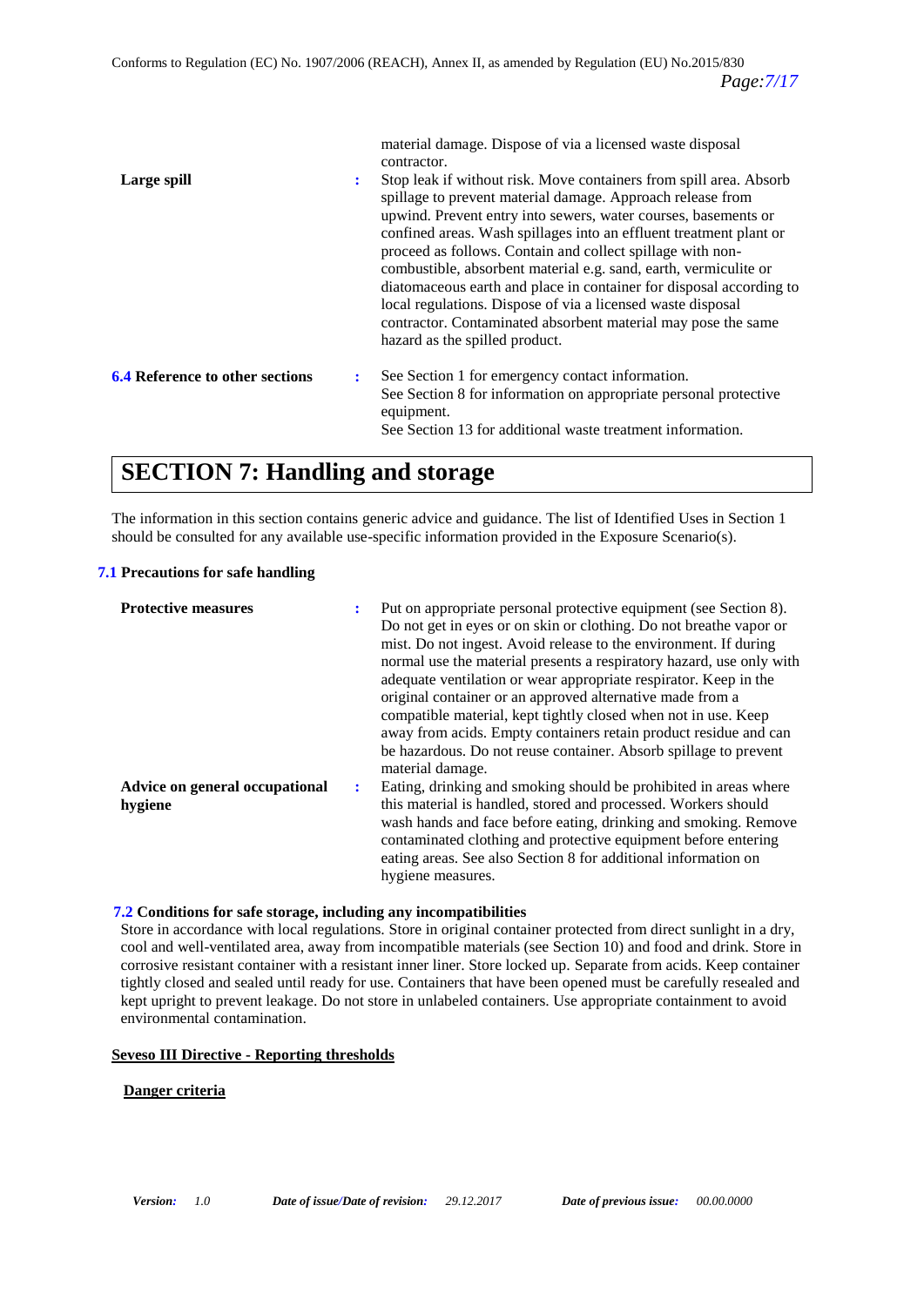material damage. Dispose of via a licensed waste disposal contractor.

| | | |
|---|---|---|
| **Large spill** | : | Stop leak if without risk. Move containers from spill area. Absorb spillage to prevent material damage. Approach release from upwind. Prevent entry into sewers, water courses, basements or confined areas. Wash spillages into an effluent treatment plant or proceed as follows. Contain and collect spillage with non-combustible, absorbent material e.g. sand, earth, vermiculite or diatomaceous earth and place in container for disposal according to local regulations. Dispose of via a licensed waste disposal contractor. Contaminated absorbent material may pose the same hazard as the spilled product. |
| **6.4 Reference to other sections** | : | See Section 1 for emergency contact information. See Section 8 for information on appropriate personal protective equipment. See Section 13 for additional waste treatment information. |

# SECTION 7: Handling and storage

The information in this section contains generic advice and guidance. The list of Identified Uses in Section 1 should be consulted for any available use-specific information provided in the Exposure Scenario(s).

### 7.1 Precautions for safe handling

| | | |
|---|---|---|
| **Protective measures** | : | Put on appropriate personal protective equipment (see Section 8). Do not get in eyes or on skin or clothing. Do not breathe vapor or mist. Do not ingest. Avoid release to the environment. If during normal use the material presents a respiratory hazard, use only with adequate ventilation or wear appropriate respirator. Keep in the original container or an approved alternative made from a compatible material, kept tightly closed when not in use. Keep away from acids. Empty containers retain product residue and can be hazardous. Do not reuse container. Absorb spillage to prevent material damage. |
| **Advice on general occupational hygiene** | : | Eating, drinking and smoking should be prohibited in areas where this material is handled, stored and processed. Workers should wash hands and face before eating, drinking and smoking. Remove contaminated clothing and protective equipment before entering eating areas. See also Section 8 for additional information on hygiene measures. |

### 7.2 Conditions for safe storage, including any incompatibilities

Store in accordance with local regulations. Store in original container protected from direct sunlight in a dry, cool and well-ventilated area, away from incompatible materials (see Section 10) and food and drink. Store in corrosive resistant container with a resistant inner liner. Store locked up. Separate from acids. Keep container tightly closed and sealed until ready for use. Containers that have been opened must be carefully resealed and kept upright to prevent leakage. Do not store in unlabeled containers. Use appropriate containment to avoid environmental contamination.

**Seveso III Directive - Reporting thresholds**

**Danger criteria**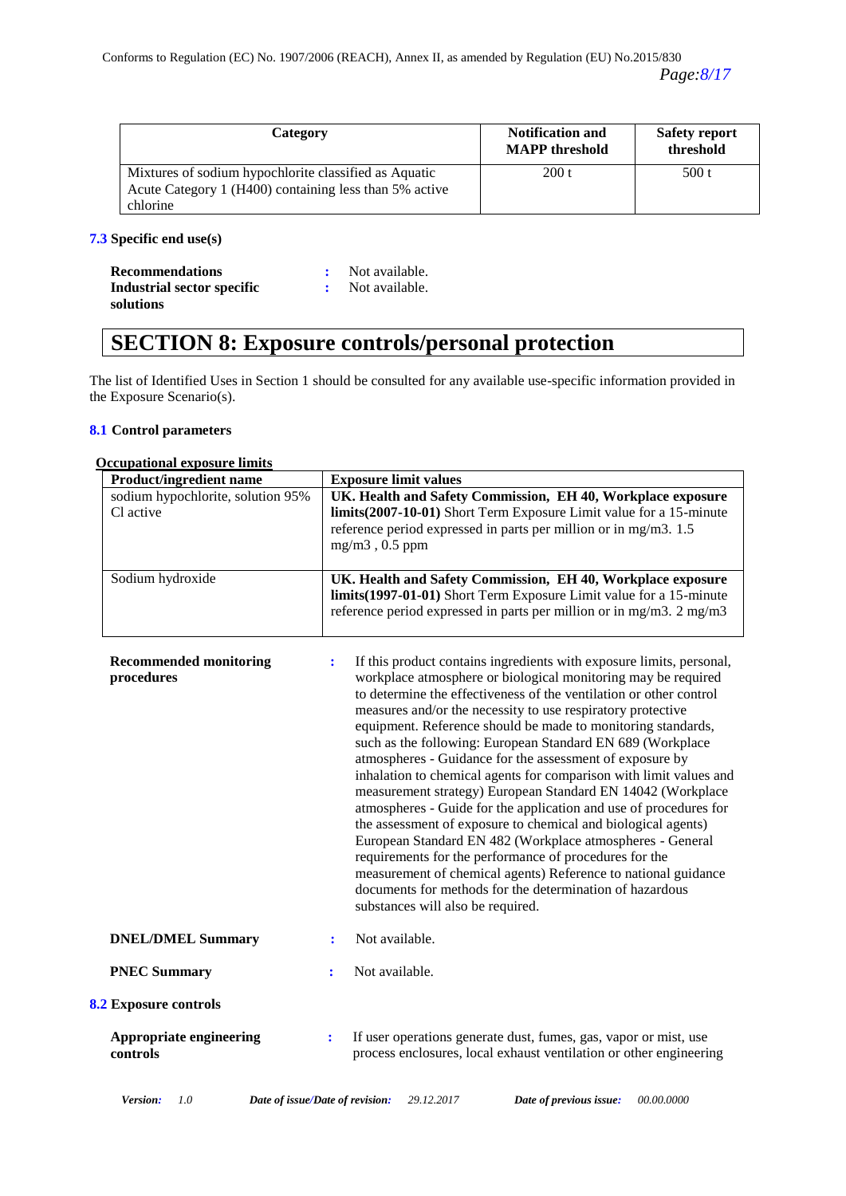| Category | Notification and MAPP threshold | Safety report threshold |
|---|---|---|
| Mixtures of sodium hypochlorite classified as Aquatic Acute Category 1 (H400) containing less than 5% active chlorine | 200 t | 500 t |

**7.3 Specific end use(s)**

**Recommendations** : Not available.
**Industrial sector specific solutions** : Not available.

# SECTION 8: Exposure controls/personal protection

The list of Identified Uses in Section 1 should be consulted for any available use-specific information provided in the Exposure Scenario(s).

**8.1 Control parameters**

**Occupational exposure limits**

| Product/ingredient name | Exposure limit values |
|---|---|
| sodium hypochlorite, solution 95% Cl active | **UK. Health and Safety Commission, EH 40, Workplace exposure limits(2007-10-01)** Short Term Exposure Limit value for a 15-minute reference period expressed in parts per million or in mg/m3. 1.5 mg/m3 , 0.5 ppm |
| Sodium hydroxide | **UK. Health and Safety Commission, EH 40, Workplace exposure limits(1997-01-01)** Short Term Exposure Limit value for a 15-minute reference period expressed in parts per million or in mg/m3. 2 mg/m3 |

**Recommended monitoring procedures** : If this product contains ingredients with exposure limits, personal, workplace atmosphere or biological monitoring may be required to determine the effectiveness of the ventilation or other control measures and/or the necessity to use respiratory protective equipment. Reference should be made to monitoring standards, such as the following: European Standard EN 689 (Workplace atmospheres - Guidance for the assessment of exposure by inhalation to chemical agents for comparison with limit values and measurement strategy) European Standard EN 14042 (Workplace atmospheres - Guide for the application and use of procedures for the assessment of exposure to chemical and biological agents) European Standard EN 482 (Workplace atmospheres - General requirements for the performance of procedures for the measurement of chemical agents) Reference to national guidance documents for methods for the determination of hazardous substances will also be required.

**DNEL/DMEL Summary** : Not available.

**PNEC Summary** : Not available.

**8.2 Exposure controls**

**Appropriate engineering controls** : If user operations generate dust, fumes, gas, vapor or mist, use process enclosures, local exhaust ventilation or other engineering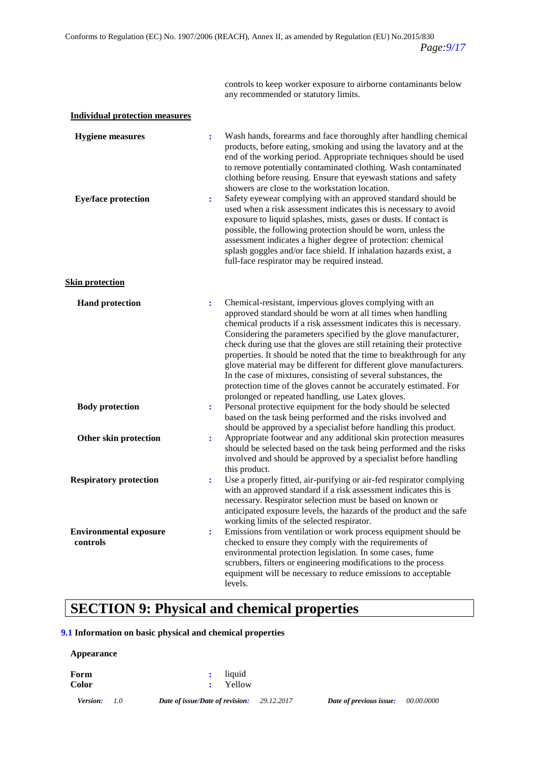controls to keep worker exposure to airborne contaminants below any recommended or statutory limits.

**Individual protection measures**

| | | |
|---|---|---|
| **Hygiene measures** | : | Wash hands, forearms and face thoroughly after handling chemical products, before eating, smoking and using the lavatory and at the end of the working period. Appropriate techniques should be used to remove potentially contaminated clothing. Wash contaminated clothing before reusing. Ensure that eyewash stations and safety showers are close to the workstation location. |
| **Eye/face protection** | : | Safety eyewear complying with an approved standard should be used when a risk assessment indicates this is necessary to avoid exposure to liquid splashes, mists, gases or dusts. If contact is possible, the following protection should be worn, unless the assessment indicates a higher degree of protection: chemical splash goggles and/or face shield. If inhalation hazards exist, a full-face respirator may be required instead. |

**Skin protection**

| | | |
|---|---|---|
| **Hand protection** | : | Chemical-resistant, impervious gloves complying with an approved standard should be worn at all times when handling chemical products if a risk assessment indicates this is necessary. Considering the parameters specified by the glove manufacturer, check during use that the gloves are still retaining their protective properties. It should be noted that the time to breakthrough for any glove material may be different for different glove manufacturers. In the case of mixtures, consisting of several substances, the protection time of the gloves cannot be accurately estimated. For prolonged or repeated handling, use Latex gloves. |
| **Body protection** | : | Personal protective equipment for the body should be selected based on the task being performed and the risks involved and should be approved by a specialist before handling this product. |
| **Other skin protection** | : | Appropriate footwear and any additional skin protection measures should be selected based on the task being performed and the risks involved and should be approved by a specialist before handling this product. |
| **Respiratory protection** | : | Use a properly fitted, air-purifying or air-fed respirator complying with an approved standard if a risk assessment indicates this is necessary. Respirator selection must be based on known or anticipated exposure levels, the hazards of the product and the safe working limits of the selected respirator. |
| **Environmental exposure controls** | : | Emissions from ventilation or work process equipment should be checked to ensure they comply with the requirements of environmental protection legislation. In some cases, fume scrubbers, filters or engineering modifications to the process equipment will be necessary to reduce emissions to acceptable levels. |

# SECTION 9: Physical and chemical properties

### 9.1 Information on basic physical and chemical properties

**Appearance**

| | | |
|---|---|---|
| **Form** | : | liquid |
| **Color** | : | Yellow |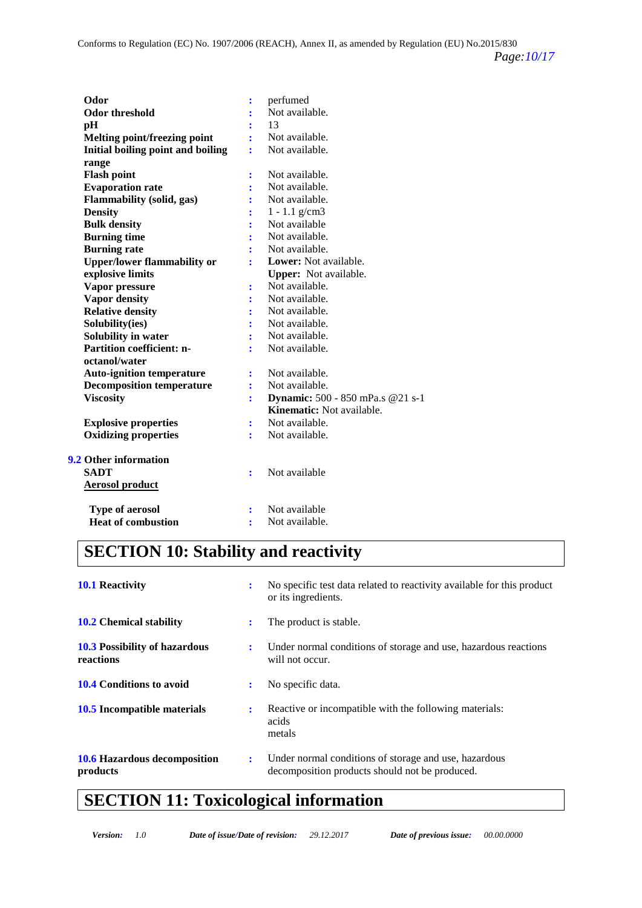| | | |
|---|---|---|
| **Odor** | : | perfumed |
| **Odor threshold** | : | Not available. |
| **pH** | : | 13 |
| **Melting point/freezing point** | : | Not available. |
| **Initial boiling point and boiling range** | : | Not available. |
| **Flash point** | : | Not available. |
| **Evaporation rate** | : | Not available. |
| **Flammability (solid, gas)** | : | Not available. |
| **Density** | : | 1 - 1.1 g/cm3 |
| **Bulk density** | : | Not available |
| **Burning time** | : | Not available. |
| **Burning rate** | : | Not available. |
| **Upper/lower flammability or explosive limits** | : | **Lower:** Not available.<br>**Upper:** Not available. |
| **Vapor pressure** | : | Not available. |
| **Vapor density** | : | Not available. |
| **Relative density** | : | Not available. |
| **Solubility(ies)** | : | Not available. |
| **Solubility in water** | : | Not available. |
| **Partition coefficient: n-octanol/water** | : | Not available. |
| **Auto-ignition temperature** | : | Not available. |
| **Decomposition temperature** | : | Not available. |
| **Viscosity** | : | **Dynamic:** 500 - 850 mPa.s @21 s-1<br>**Kinematic:** Not available. |
| **Explosive properties** | : | Not available. |
| **Oxidizing properties** | : | Not available. |

**9.2 Other information**

| | | |
|---|---|---|
| **SADT** | : | Not available |

**Aerosol product**

| | | |
|---|---|---|
| **Type of aerosol** | : | Not available |
| **Heat of combustion** | : | Not available. |

# SECTION 10: Stability and reactivity

| | | |
|---|---|---|
| **10.1 Reactivity** | : | No specific test data related to reactivity available for this product or its ingredients. |
| **10.2 Chemical stability** | : | The product is stable. |
| **10.3 Possibility of hazardous reactions** | : | Under normal conditions of storage and use, hazardous reactions will not occur. |
| **10.4 Conditions to avoid** | : | No specific data. |
| **10.5 Incompatible materials** | : | Reactive or incompatible with the following materials:<br>acids<br>metals |
| **10.6 Hazardous decomposition products** | : | Under normal conditions of storage and use, hazardous decomposition products should not be produced. |

# SECTION 11: Toxicological information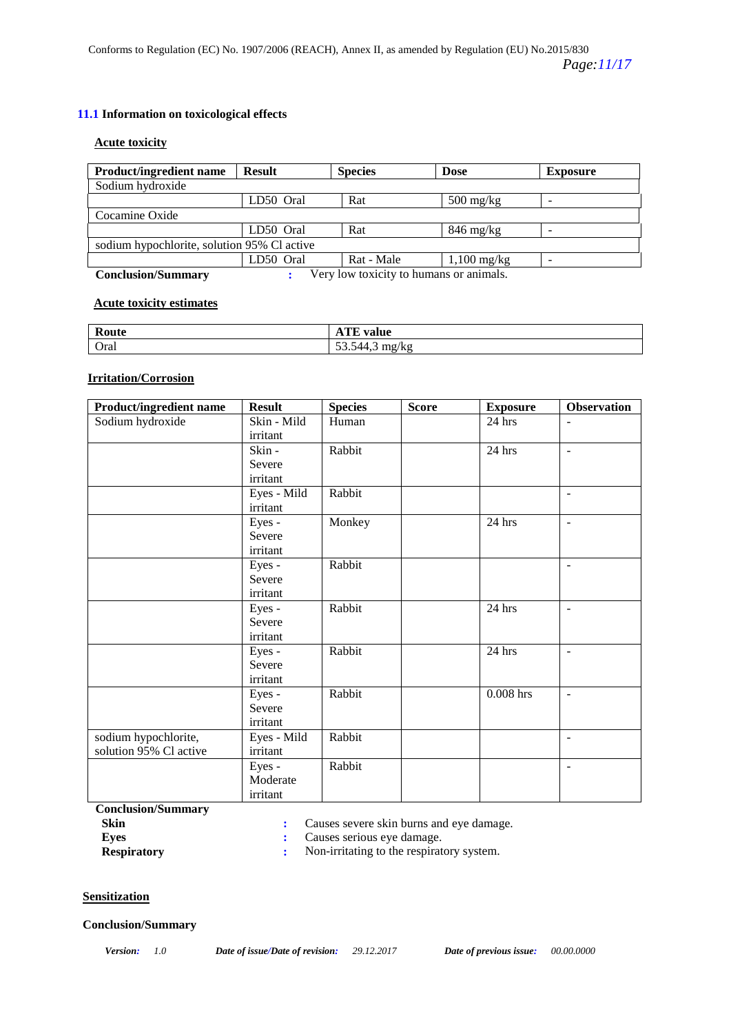### 11.1 Information on toxicological effects

**Acute toxicity**

| Product/ingredient name | Result | Species | Dose | Exposure |
|---|---|---|---|---|
| Sodium hydroxide | | | | |
| | LD50 Oral | Rat | 500 mg/kg | - |
| Cocamine Oxide | | | | |
| | LD50 Oral | Rat | 846 mg/kg | - |
| sodium hypochlorite, solution 95% Cl active | | | | |
| | LD50 Oral | Rat - Male | 1,100 mg/kg | - |

**Conclusion/Summary** : Very low toxicity to humans or animals.

**Acute toxicity estimates**

| Route | ATE value |
|---|---|
| Oral | 53.544,3 mg/kg |

**Irritation/Corrosion**

| Product/ingredient name | Result | Species | Score | Exposure | Observation |
|---|---|---|---|---|---|
| Sodium hydroxide | Skin - Mild irritant | Human | | 24 hrs | - |
| | Skin - Severe irritant | Rabbit | | 24 hrs | - |
| | Eyes - Mild irritant | Rabbit | | | - |
| | Eyes - Severe irritant | Monkey | | 24 hrs | - |
| | Eyes - Severe irritant | Rabbit | | | - |
| | Eyes - Severe irritant | Rabbit | | 24 hrs | - |
| | Eyes - Severe irritant | Rabbit | | 24 hrs | - |
| | Eyes - Severe irritant | Rabbit | | 0.008 hrs | - |
| sodium hypochlorite, solution 95% Cl active | Eyes - Mild irritant | Rabbit | | | - |
| | Eyes - Moderate irritant | Rabbit | | | - |

**Conclusion/Summary**

**Skin** : Causes severe skin burns and eye damage.

**Eyes** : Causes serious eye damage.

**Respiratory** : Non-irritating to the respiratory system.

**Sensitization**

**Conclusion/Summary**

*Version:* 1.0 *Date of issue/Date of revision:* 29.12.2017 *Date of previous issue:* 00.00.0000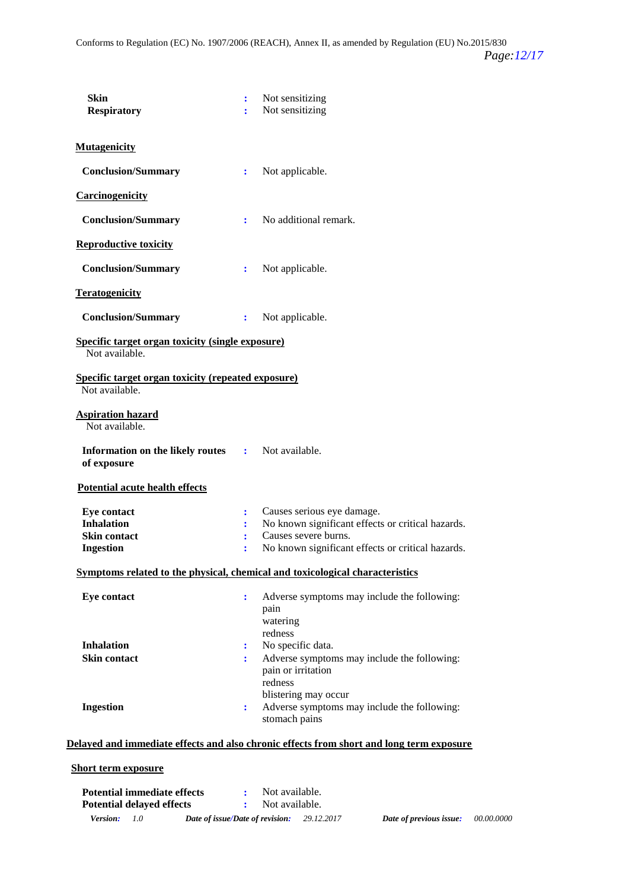**Skin** : Not sensitizing
**Respiratory** : Not sensitizing

**Mutagenicity**

**Conclusion/Summary** : Not applicable.

**Carcinogenicity**

**Conclusion/Summary** : No additional remark.

**Reproductive toxicity**

**Conclusion/Summary** : Not applicable.

**Teratogenicity**

**Conclusion/Summary** : Not applicable.

**Specific target organ toxicity (single exposure)**
Not available.

**Specific target organ toxicity (repeated exposure)**
Not available.

**Aspiration hazard**
Not available.

**Information on the likely routes of exposure** : Not available.

**Potential acute health effects**

**Eye contact** : Causes serious eye damage.
**Inhalation** : No known significant effects or critical hazards.
**Skin contact** : Causes severe burns.
**Ingestion** : No known significant effects or critical hazards.

**Symptoms related to the physical, chemical and toxicological characteristics**

**Eye contact** : Adverse symptoms may include the following:
pain
watering
redness

**Inhalation** : No specific data.

**Skin contact** : Adverse symptoms may include the following:
pain or irritation
redness
blistering may occur

**Ingestion** : Adverse symptoms may include the following:
stomach pains

**Delayed and immediate effects and also chronic effects from short and long term exposure**

**Short term exposure**

**Potential immediate effects** : Not available.
**Potential delayed effects** : Not available.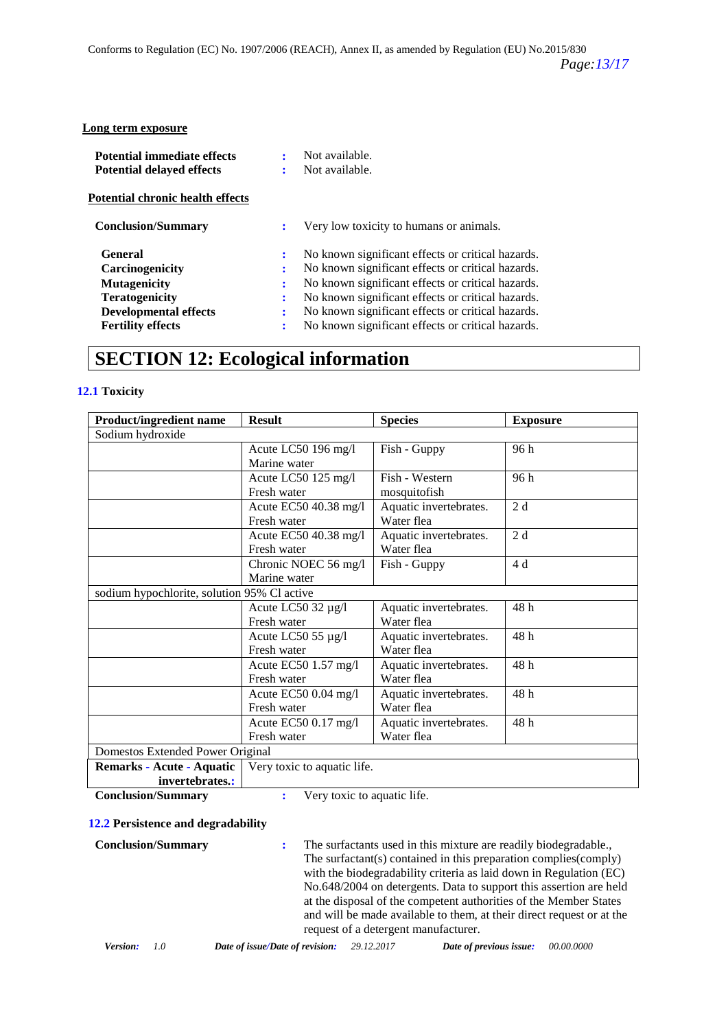**Long term exposure**

**Potential immediate effects** : Not available.
**Potential delayed effects** : Not available.

**Potential chronic health effects**

**Conclusion/Summary** : Very low toxicity to humans or animals.

**General** : No known significant effects or critical hazards.
**Carcinogenicity** : No known significant effects or critical hazards.
**Mutagenicity** : No known significant effects or critical hazards.
**Teratogenicity** : No known significant effects or critical hazards.
**Developmental effects** : No known significant effects or critical hazards.
**Fertility effects** : No known significant effects or critical hazards.

# SECTION 12: Ecological information

### 12.1 Toxicity

| Product/ingredient name | Result | Species | Exposure |
|---|---|---|---|
| Sodium hydroxide | | | |
| | Acute LC50 196 mg/l Marine water | Fish - Guppy | 96 h |
| | Acute LC50 125 mg/l Fresh water | Fish - Western mosquitofish | 96 h |
| | Acute EC50 40.38 mg/l Fresh water | Aquatic invertebrates. Water flea | 2 d |
| | Acute EC50 40.38 mg/l Fresh water | Aquatic invertebrates. Water flea | 2 d |
| | Chronic NOEC 56 mg/l Marine water | Fish - Guppy | 4 d |
| sodium hypochlorite, solution 95% Cl active | | | |
| | Acute LC50 32 µg/l Fresh water | Aquatic invertebrates. Water flea | 48 h |
| | Acute LC50 55 µg/l Fresh water | Aquatic invertebrates. Water flea | 48 h |
| | Acute EC50 1.57 mg/l Fresh water | Aquatic invertebrates. Water flea | 48 h |
| | Acute EC50 0.04 mg/l Fresh water | Aquatic invertebrates. Water flea | 48 h |
| | Acute EC50 0.17 mg/l Fresh water | Aquatic invertebrates. Water flea | 48 h |
| Domestos Extended Power Original | | | |
| **Remarks - Acute - Aquatic invertebrates.:** | Very toxic to aquatic life. | | |

**Conclusion/Summary** : Very toxic to aquatic life.

### 12.2 Persistence and degradability

**Conclusion/Summary** : The surfactants used in this mixture are readily biodegradable., The surfactant(s) contained in this preparation complies(comply) with the biodegradability criteria as laid down in Regulation (EC) No.648/2004 on detergents. Data to support this assertion are held at the disposal of the competent authorities of the Member States and will be made available to them, at their direct request or at the request of a detergent manufacturer.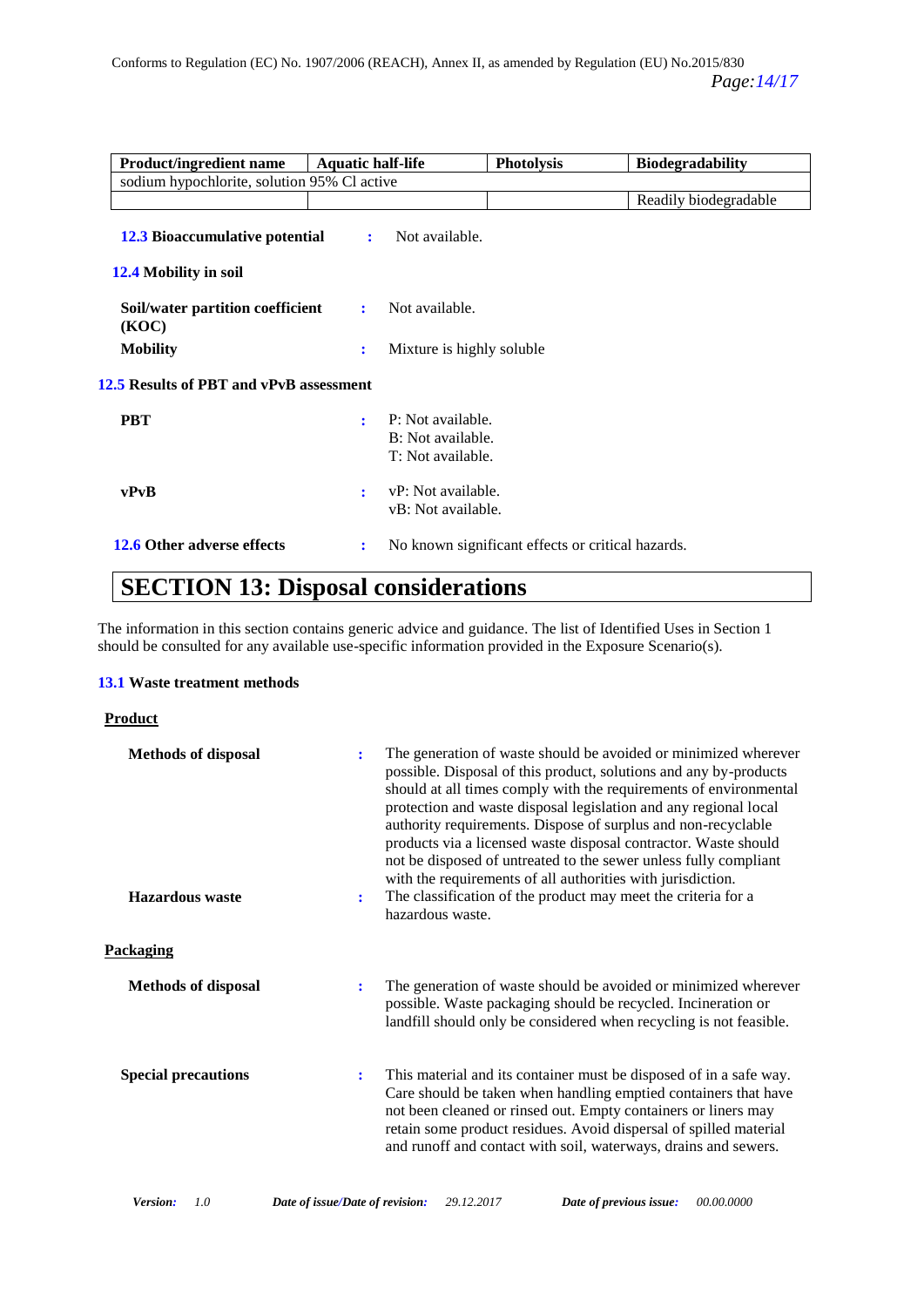| Product/ingredient name | Aquatic half-life | Photolysis | Biodegradability |
|---|---|---|---|
| sodium hypochlorite, solution 95% Cl active | | | |
| | | | Readily biodegradable |

**12.3 Bioaccumulative potential** : Not available.

**12.4 Mobility in soil**

**Soil/water partition coefficient (KOC)** : Not available.

**Mobility** : Mixture is highly soluble

**12.5 Results of PBT and vPvB assessment**

**PBT** : P: Not available.
B: Not available.
T: Not available.

**vPvB** : vP: Not available.
vB: Not available.

**12.6 Other adverse effects** : No known significant effects or critical hazards.

# SECTION 13: Disposal considerations

The information in this section contains generic advice and guidance. The list of Identified Uses in Section 1 should be consulted for any available use-specific information provided in the Exposure Scenario(s).

**13.1 Waste treatment methods**

**Product**

**Methods of disposal** : The generation of waste should be avoided or minimized wherever possible. Disposal of this product, solutions and any by-products should at all times comply with the requirements of environmental protection and waste disposal legislation and any regional local authority requirements. Dispose of surplus and non-recyclable products via a licensed waste disposal contractor. Waste should not be disposed of untreated to the sewer unless fully compliant with the requirements of all authorities with jurisdiction.

**Hazardous waste** : The classification of the product may meet the criteria for a hazardous waste.

**Packaging**

**Methods of disposal** : The generation of waste should be avoided or minimized wherever possible. Waste packaging should be recycled. Incineration or landfill should only be considered when recycling is not feasible.

**Special precautions** : This material and its container must be disposed of in a safe way. Care should be taken when handling emptied containers that have not been cleaned or rinsed out. Empty containers or liners may retain some product residues. Avoid dispersal of spilled material and runoff and contact with soil, waterways, drains and sewers.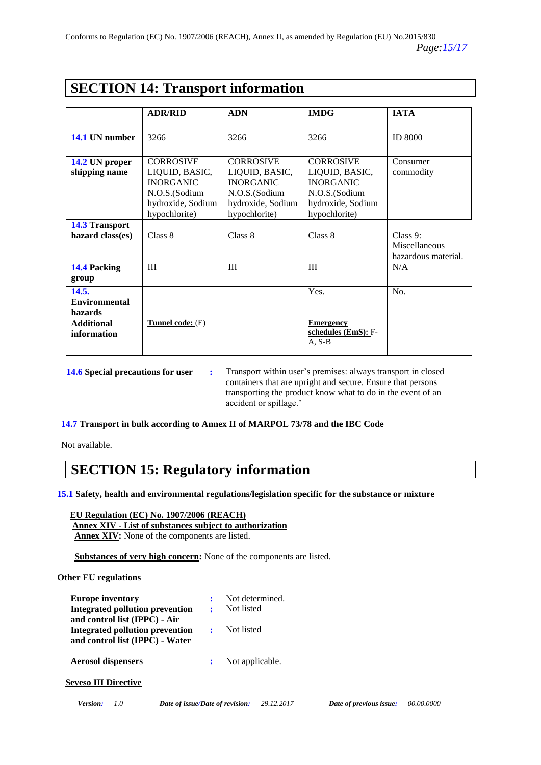## SECTION 14: Transport information

| | ADR/RID | ADN | IMDG | IATA |
|---|---|---|---|---|
| **14.1 UN number** | 3266 | 3266 | 3266 | ID 8000 |
| **14.2 UN proper shipping name** | CORROSIVE LIQUID, BASIC, INORGANIC N.O.S.(Sodium hydroxide, Sodium hypochlorite) | CORROSIVE LIQUID, BASIC, INORGANIC N.O.S.(Sodium hydroxide, Sodium hypochlorite) | CORROSIVE LIQUID, BASIC, INORGANIC N.O.S.(Sodium hydroxide, Sodium hypochlorite) | Consumer commodity |
| **14.3 Transport hazard class(es)** | Class 8 | Class 8 | Class 8 | Class 9: Miscellaneous hazardous material. |
| **14.4 Packing group** | III | III | III | N/A |
| **14.5. Environmental hazards** | | | Yes. | No. |
| **Additional information** | **Tunnel code:** (E) | | **Emergency schedules (EmS):** F-A, S-B | |

**14.6 Special precautions for user** : Transport within user's premises: always transport in closed containers that are upright and secure. Ensure that persons transporting the product know what to do in the event of an accident or spillage.'

**14.7 Transport in bulk according to Annex II of MARPOL 73/78 and the IBC Code**

Not available.

## SECTION 15: Regulatory information

**15.1 Safety, health and environmental regulations/legislation specific for the substance or mixture**

**EU Regulation (EC) No. 1907/2006 (REACH)**

**Annex XIV - List of substances subject to authorization**

**Annex XIV:** None of the components are listed.

**Substances of very high concern:** None of the components are listed.

**Other EU regulations**

**Europe inventory** : Not determined.

**Integrated pollution prevention and control list (IPPC) - Air** : Not listed

**Integrated pollution prevention and control list (IPPC) - Water** : Not listed

**Aerosol dispensers** : Not applicable.

**Seveso III Directive**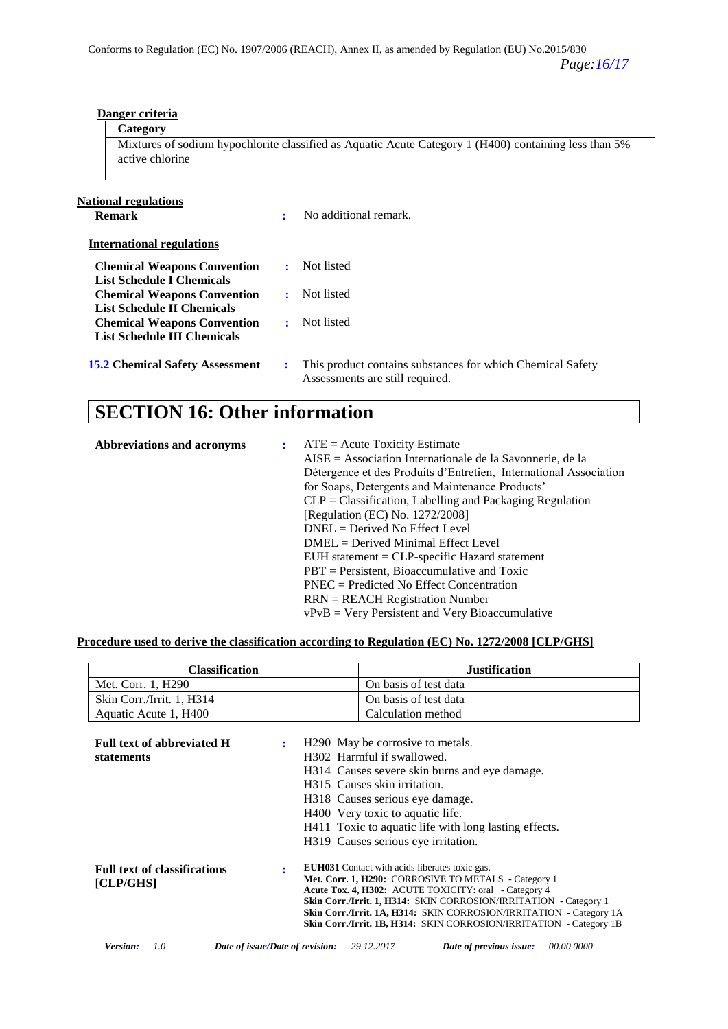**Danger criteria**

| Category |
| --- |
| Mixtures of sodium hypochlorite classified as Aquatic Acute Category 1 (H400) containing less than 5% active chlorine |

**National regulations**

**Remark** : No additional remark.

**International regulations**

**Chemical Weapons Convention List Schedule I Chemicals** : Not listed

**Chemical Weapons Convention List Schedule II Chemicals** : Not listed

**Chemical Weapons Convention List Schedule III Chemicals** : Not listed

**15.2 Chemical Safety Assessment** : This product contains substances for which Chemical Safety Assessments are still required.

# SECTION 16: Other information

**Abbreviations and acronyms** :

ATE = Acute Toxicity Estimate
AISE = Association Internationale de la Savonnerie, de la Détergence et des Produits d'Entretien, International Association for Soaps, Detergents and Maintenance Products'
CLP = Classification, Labelling and Packaging Regulation [Regulation (EC) No. 1272/2008]
DNEL = Derived No Effect Level
DMEL = Derived Minimal Effect Level
EUH statement = CLP-specific Hazard statement
PBT = Persistent, Bioaccumulative and Toxic
PNEC = Predicted No Effect Concentration
RRN = REACH Registration Number
vPvB = Very Persistent and Very Bioaccumulative

**Procedure used to derive the classification according to Regulation (EC) No. 1272/2008 [CLP/GHS]**

| Classification | Justification |
| --- | --- |
| Met. Corr. 1, H290 | On basis of test data |
| Skin Corr./Irrit. 1, H314 | On basis of test data |
| Aquatic Acute 1, H400 | Calculation method |

**Full text of abbreviated H statements** :

H290 May be corrosive to metals.
H302 Harmful if swallowed.
H314 Causes severe skin burns and eye damage.
H315 Causes skin irritation.
H318 Causes serious eye damage.
H400 Very toxic to aquatic life.
H411 Toxic to aquatic life with long lasting effects.
H319 Causes serious eye irritation.

**Full text of classifications [CLP/GHS]** :

**EUH031** Contact with acids liberates toxic gas.
**Met. Corr. 1, H290:** CORROSIVE TO METALS - Category 1
**Acute Tox. 4, H302:** ACUTE TOXICITY: oral - Category 4
**Skin Corr./Irrit. 1, H314:** SKIN CORROSION/IRRITATION - Category 1
**Skin Corr./Irrit. 1A, H314:** SKIN CORROSION/IRRITATION - Category 1A
**Skin Corr./Irrit. 1B, H314:** SKIN CORROSION/IRRITATION - Category 1B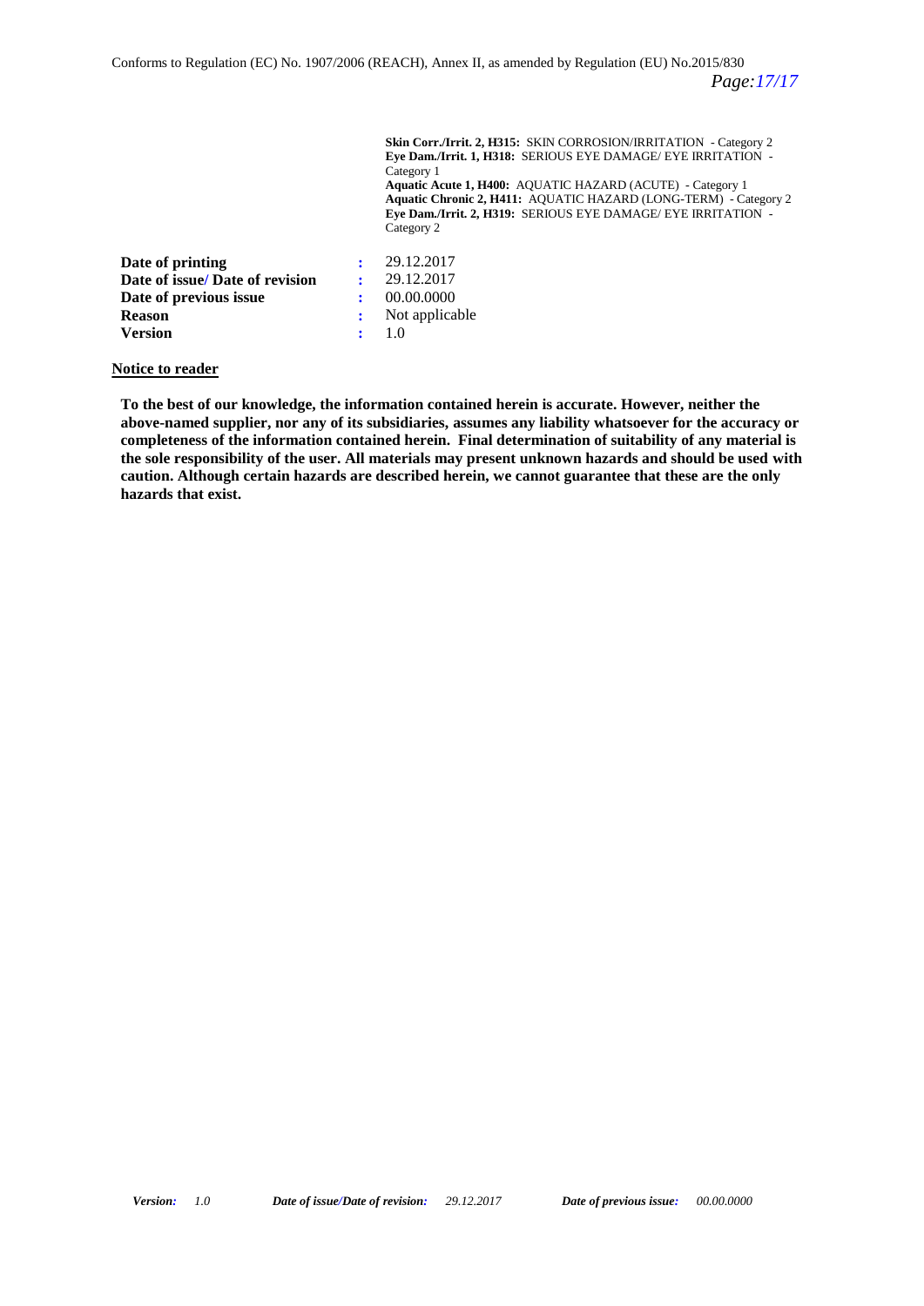**Skin Corr./Irrit. 2, H315:** SKIN CORROSION/IRRITATION - Category 2
**Eye Dam./Irrit. 1, H318:** SERIOUS EYE DAMAGE/ EYE IRRITATION - Category 1
**Aquatic Acute 1, H400:** AQUATIC HAZARD (ACUTE) - Category 1
**Aquatic Chronic 2, H411:** AQUATIC HAZARD (LONG-TERM) - Category 2
**Eye Dam./Irrit. 2, H319:** SERIOUS EYE DAMAGE/ EYE IRRITATION - Category 2

| | | |
|---|---|---|
| **Date of printing** | : | 29.12.2017 |
| **Date of issue/ Date of revision** | : | 29.12.2017 |
| **Date of previous issue** | : | 00.00.0000 |
| **Reason** | : | Not applicable |
| **Version** | : | 1.0 |

**Notice to reader**

**To the best of our knowledge, the information contained herein is accurate. However, neither the above-named supplier, nor any of its subsidiaries, assumes any liability whatsoever for the accuracy or completeness of the information contained herein. Final determination of suitability of any material is the sole responsibility of the user. All materials may present unknown hazards and should be used with caution. Although certain hazards are described herein, we cannot guarantee that these are the only hazards that exist.**